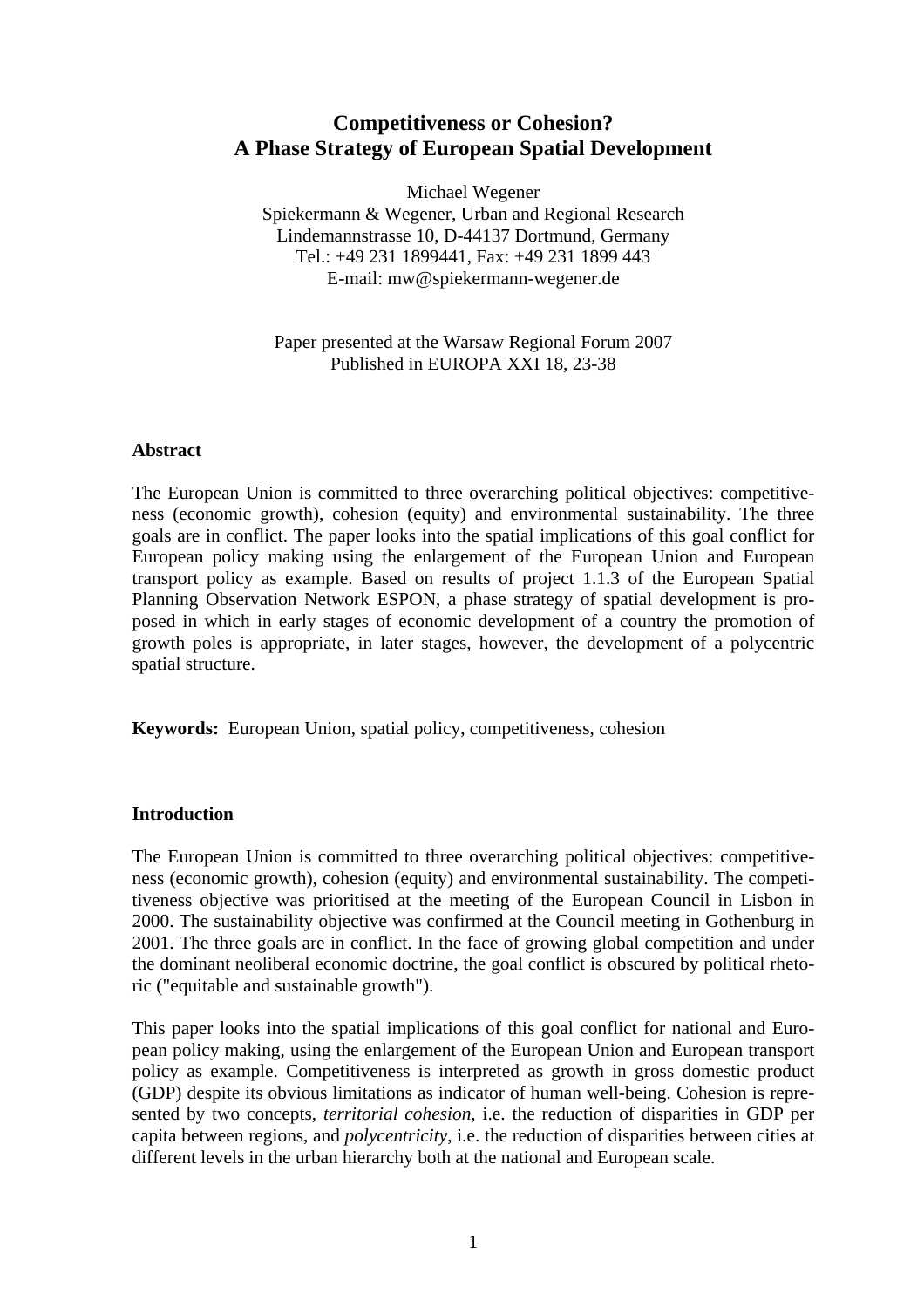# Competitiveness or Cohesion?
# A Phase Strategy of European Spatial Development

Michael Wegener
Spiekermann & Wegener, Urban and Regional Research
Lindemannstrasse 10, D-44137 Dortmund, Germany
Tel.: +49 231 1899441, Fax: +49 231 1899 443
E-mail: mw@spiekermann-wegener.de

Paper presented at the Warsaw Regional Forum 2007
Published in EUROPA XXI 18, 23-38

## Abstract

The European Union is committed to three overarching political objectives: competitiveness (economic growth), cohesion (equity) and environmental sustainability. The three goals are in conflict. The paper looks into the spatial implications of this goal conflict for European policy making using the enlargement of the European Union and European transport policy as example. Based on results of project 1.1.3 of the European Spatial Planning Observation Network ESPON, a phase strategy of spatial development is proposed in which in early stages of economic development of a country the promotion of growth poles is appropriate, in later stages, however, the development of a polycentric spatial structure.

**Keywords:** European Union, spatial policy, competitiveness, cohesion

## Introduction

The European Union is committed to three overarching political objectives: competitiveness (economic growth), cohesion (equity) and environmental sustainability. The competitiveness objective was prioritised at the meeting of the European Council in Lisbon in 2000. The sustainability objective was confirmed at the Council meeting in Gothenburg in 2001. The three goals are in conflict. In the face of growing global competition and under the dominant neoliberal economic doctrine, the goal conflict is obscured by political rhetoric ("equitable and sustainable growth").

This paper looks into the spatial implications of this goal conflict for national and European policy making, using the enlargement of the European Union and European transport policy as example. Competitiveness is interpreted as growth in gross domestic product (GDP) despite its obvious limitations as indicator of human well-being. Cohesion is represented by two concepts, *territorial cohesion*, i.e. the reduction of disparities in GDP per capita between regions, and *polycentricity*, i.e. the reduction of disparities between cities at different levels in the urban hierarchy both at the national and European scale.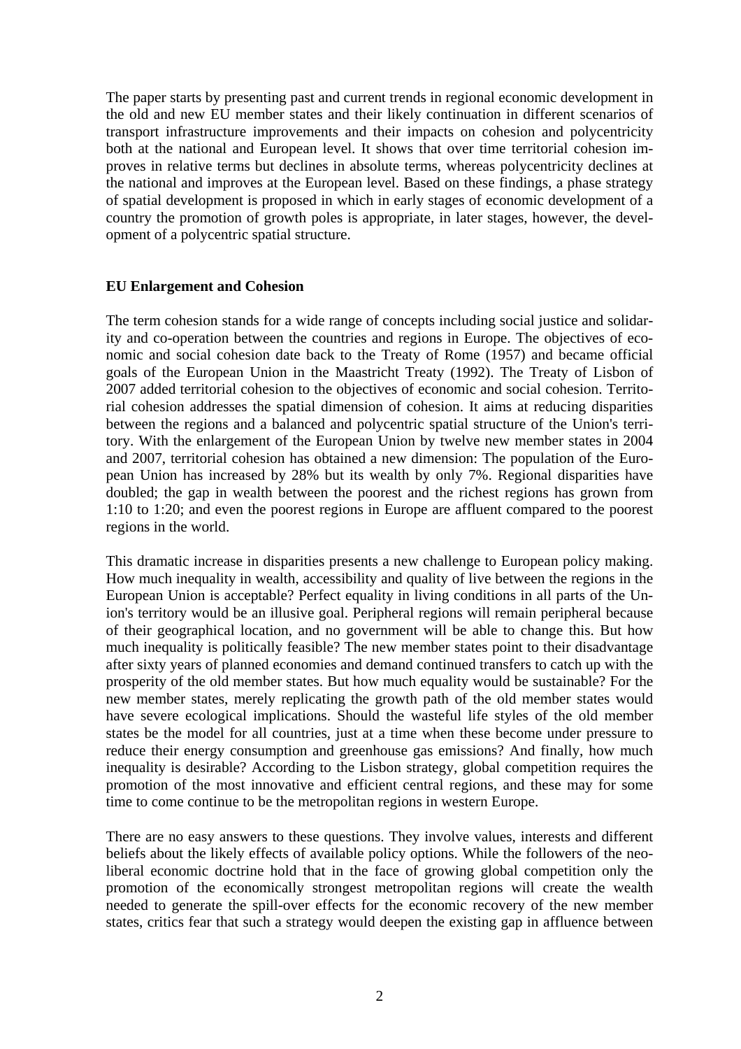The paper starts by presenting past and current trends in regional economic development in the old and new EU member states and their likely continuation in different scenarios of transport infrastructure improvements and their impacts on cohesion and polycentricity both at the national and European level. It shows that over time territorial cohesion improves in relative terms but declines in absolute terms, whereas polycentricity declines at the national and improves at the European level. Based on these findings, a phase strategy of spatial development is proposed in which in early stages of economic development of a country the promotion of growth poles is appropriate, in later stages, however, the development of a polycentric spatial structure.

## EU Enlargement and Cohesion

The term cohesion stands for a wide range of concepts including social justice and solidarity and co-operation between the countries and regions in Europe. The objectives of economic and social cohesion date back to the Treaty of Rome (1957) and became official goals of the European Union in the Maastricht Treaty (1992). The Treaty of Lisbon of 2007 added territorial cohesion to the objectives of economic and social cohesion. Territorial cohesion addresses the spatial dimension of cohesion. It aims at reducing disparities between the regions and a balanced and polycentric spatial structure of the Union's territory. With the enlargement of the European Union by twelve new member states in 2004 and 2007, territorial cohesion has obtained a new dimension: The population of the European Union has increased by 28% but its wealth by only 7%. Regional disparities have doubled; the gap in wealth between the poorest and the richest regions has grown from 1:10 to 1:20; and even the poorest regions in Europe are affluent compared to the poorest regions in the world.

This dramatic increase in disparities presents a new challenge to European policy making. How much inequality in wealth, accessibility and quality of live between the regions in the European Union is acceptable? Perfect equality in living conditions in all parts of the Union's territory would be an illusive goal. Peripheral regions will remain peripheral because of their geographical location, and no government will be able to change this. But how much inequality is politically feasible? The new member states point to their disadvantage after sixty years of planned economies and demand continued transfers to catch up with the prosperity of the old member states. But how much equality would be sustainable? For the new member states, merely replicating the growth path of the old member states would have severe ecological implications. Should the wasteful life styles of the old member states be the model for all countries, just at a time when these become under pressure to reduce their energy consumption and greenhouse gas emissions? And finally, how much inequality is desirable? According to the Lisbon strategy, global competition requires the promotion of the most innovative and efficient central regions, and these may for some time to come continue to be the metropolitan regions in western Europe.

There are no easy answers to these questions. They involve values, interests and different beliefs about the likely effects of available policy options. While the followers of the neoliberal economic doctrine hold that in the face of growing global competition only the promotion of the economically strongest metropolitan regions will create the wealth needed to generate the spill-over effects for the economic recovery of the new member states, critics fear that such a strategy would deepen the existing gap in affluence between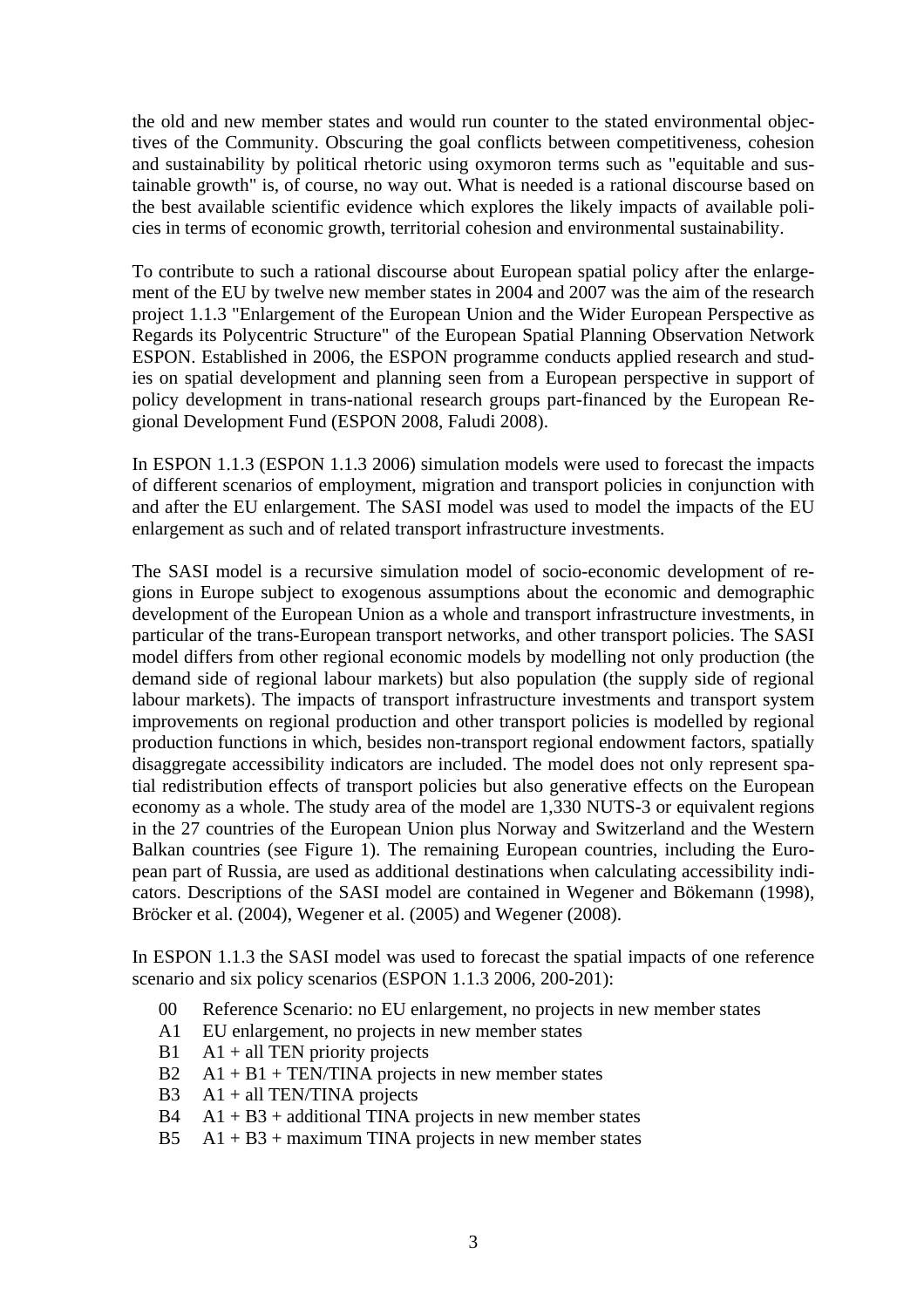the old and new member states and would run counter to the stated environmental objectives of the Community. Obscuring the goal conflicts between competitiveness, cohesion and sustainability by political rhetoric using oxymoron terms such as "equitable and sustainable growth" is, of course, no way out. What is needed is a rational discourse based on the best available scientific evidence which explores the likely impacts of available policies in terms of economic growth, territorial cohesion and environmental sustainability.

To contribute to such a rational discourse about European spatial policy after the enlargement of the EU by twelve new member states in 2004 and 2007 was the aim of the research project 1.1.3 "Enlargement of the European Union and the Wider European Perspective as Regards its Polycentric Structure" of the European Spatial Planning Observation Network ESPON. Established in 2006, the ESPON programme conducts applied research and studies on spatial development and planning seen from a European perspective in support of policy development in trans-national research groups part-financed by the European Regional Development Fund (ESPON 2008, Faludi 2008).

In ESPON 1.1.3 (ESPON 1.1.3 2006) simulation models were used to forecast the impacts of different scenarios of employment, migration and transport policies in conjunction with and after the EU enlargement. The SASI model was used to model the impacts of the EU enlargement as such and of related transport infrastructure investments.

The SASI model is a recursive simulation model of socio-economic development of regions in Europe subject to exogenous assumptions about the economic and demographic development of the European Union as a whole and transport infrastructure investments, in particular of the trans-European transport networks, and other transport policies. The SASI model differs from other regional economic models by modelling not only production (the demand side of regional labour markets) but also population (the supply side of regional labour markets). The impacts of transport infrastructure investments and transport system improvements on regional production and other transport policies is modelled by regional production functions in which, besides non-transport regional endowment factors, spatially disaggregate accessibility indicators are included. The model does not only represent spatial redistribution effects of transport policies but also generative effects on the European economy as a whole. The study area of the model are 1,330 NUTS-3 or equivalent regions in the 27 countries of the European Union plus Norway and Switzerland and the Western Balkan countries (see Figure 1). The remaining European countries, including the European part of Russia, are used as additional destinations when calculating accessibility indicators. Descriptions of the SASI model are contained in Wegener and Bökemann (1998), Bröcker et al. (2004), Wegener et al. (2005) and Wegener (2008).

In ESPON 1.1.3 the SASI model was used to forecast the spatial impacts of one reference scenario and six policy scenarios (ESPON 1.1.3 2006, 200-201):

- 00 Reference Scenario: no EU enlargement, no projects in new member states
- A1 EU enlargement, no projects in new member states
- B1 A1 + all TEN priority projects
- B2 A1 + B1 + TEN/TINA projects in new member states
- B3 A1 + all TEN/TINA projects
- B4 A1 + B3 + additional TINA projects in new member states
- B5 A1 + B3 + maximum TINA projects in new member states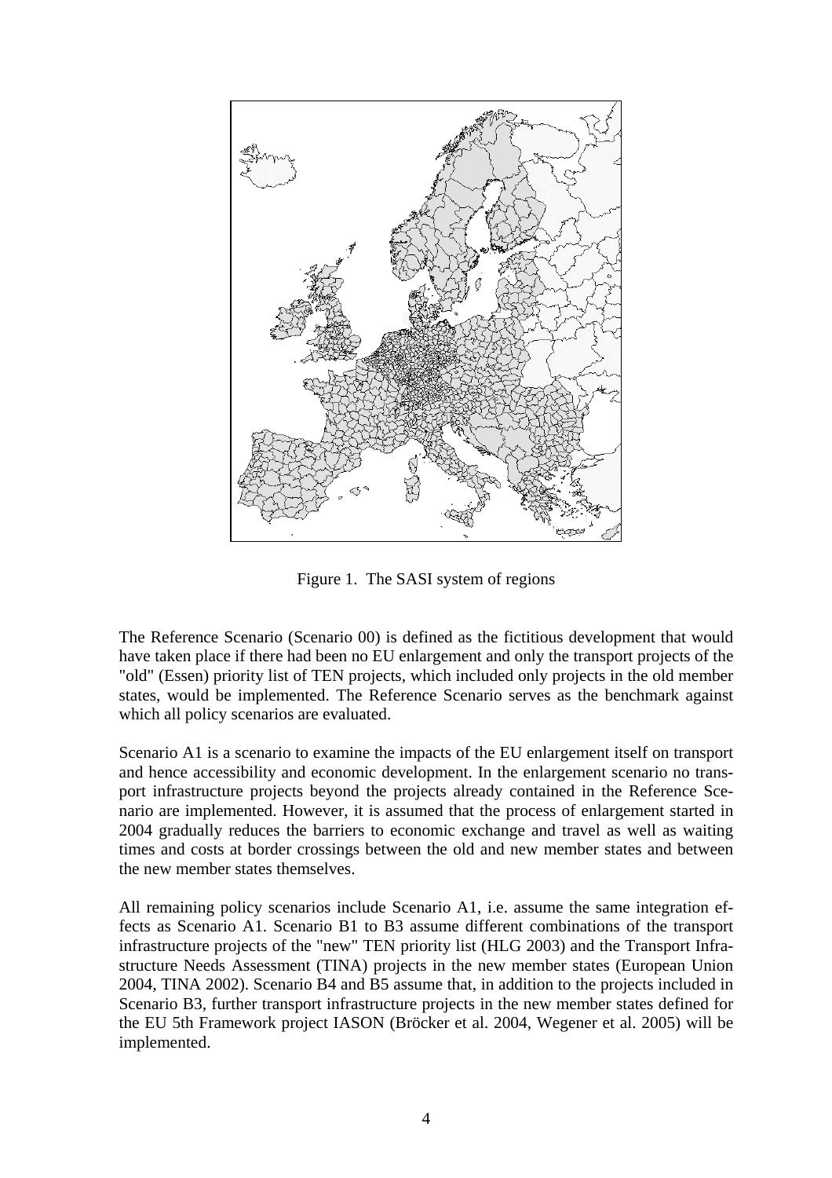Figure 1. The SASI system of regions

The Reference Scenario (Scenario 00) is defined as the fictitious development that would have taken place if there had been no EU enlargement and only the transport projects of the "old" (Essen) priority list of TEN projects, which included only projects in the old member states, would be implemented. The Reference Scenario serves as the benchmark against which all policy scenarios are evaluated.

Scenario A1 is a scenario to examine the impacts of the EU enlargement itself on transport and hence accessibility and economic development. In the enlargement scenario no transport infrastructure projects beyond the projects already contained in the Reference Scenario are implemented. However, it is assumed that the process of enlargement started in 2004 gradually reduces the barriers to economic exchange and travel as well as waiting times and costs at border crossings between the old and new member states and between the new member states themselves.

All remaining policy scenarios include Scenario A1, i.e. assume the same integration effects as Scenario A1. Scenario B1 to B3 assume different combinations of the transport infrastructure projects of the "new" TEN priority list (HLG 2003) and the Transport Infrastructure Needs Assessment (TINA) projects in the new member states (European Union 2004, TINA 2002). Scenario B4 and B5 assume that, in addition to the projects included in Scenario B3, further transport infrastructure projects in the new member states defined for the EU 5th Framework project IASON (Bröcker et al. 2004, Wegener et al. 2005) will be implemented.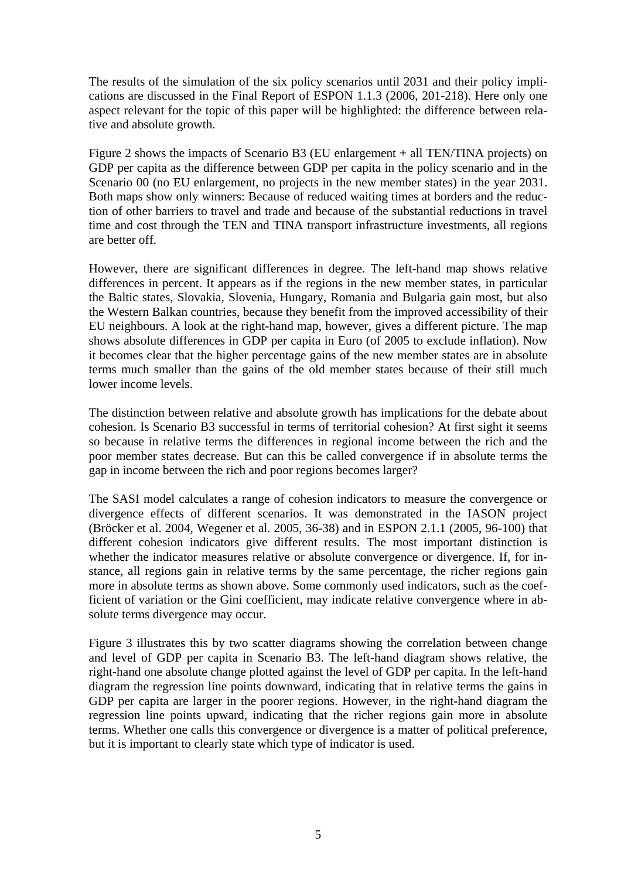The results of the simulation of the six policy scenarios until 2031 and their policy implications are discussed in the Final Report of ESPON 1.1.3 (2006, 201-218). Here only one aspect relevant for the topic of this paper will be highlighted: the difference between relative and absolute growth.

Figure 2 shows the impacts of Scenario B3 (EU enlargement + all TEN/TINA projects) on GDP per capita as the difference between GDP per capita in the policy scenario and in the Scenario 00 (no EU enlargement, no projects in the new member states) in the year 2031. Both maps show only winners: Because of reduced waiting times at borders and the reduction of other barriers to travel and trade and because of the substantial reductions in travel time and cost through the TEN and TINA transport infrastructure investments, all regions are better off.

However, there are significant differences in degree. The left-hand map shows relative differences in percent. It appears as if the regions in the new member states, in particular the Baltic states, Slovakia, Slovenia, Hungary, Romania and Bulgaria gain most, but also the Western Balkan countries, because they benefit from the improved accessibility of their EU neighbours. A look at the right-hand map, however, gives a different picture. The map shows absolute differences in GDP per capita in Euro (of 2005 to exclude inflation). Now it becomes clear that the higher percentage gains of the new member states are in absolute terms much smaller than the gains of the old member states because of their still much lower income levels.

The distinction between relative and absolute growth has implications for the debate about cohesion. Is Scenario B3 successful in terms of territorial cohesion? At first sight it seems so because in relative terms the differences in regional income between the rich and the poor member states decrease. But can this be called convergence if in absolute terms the gap in income between the rich and poor regions becomes larger?

The SASI model calculates a range of cohesion indicators to measure the convergence or divergence effects of different scenarios. It was demonstrated in the IASON project (Bröcker et al. 2004, Wegener et al. 2005, 36-38) and in ESPON 2.1.1 (2005, 96-100) that different cohesion indicators give different results. The most important distinction is whether the indicator measures relative or absolute convergence or divergence. If, for instance, all regions gain in relative terms by the same percentage, the richer regions gain more in absolute terms as shown above. Some commonly used indicators, such as the coefficient of variation or the Gini coefficient, may indicate relative convergence where in absolute terms divergence may occur.

Figure 3 illustrates this by two scatter diagrams showing the correlation between change and level of GDP per capita in Scenario B3. The left-hand diagram shows relative, the right-hand one absolute change plotted against the level of GDP per capita. In the left-hand diagram the regression line points downward, indicating that in relative terms the gains in GDP per capita are larger in the poorer regions. However, in the right-hand diagram the regression line points upward, indicating that the richer regions gain more in absolute terms. Whether one calls this convergence or divergence is a matter of political preference, but it is important to clearly state which type of indicator is used.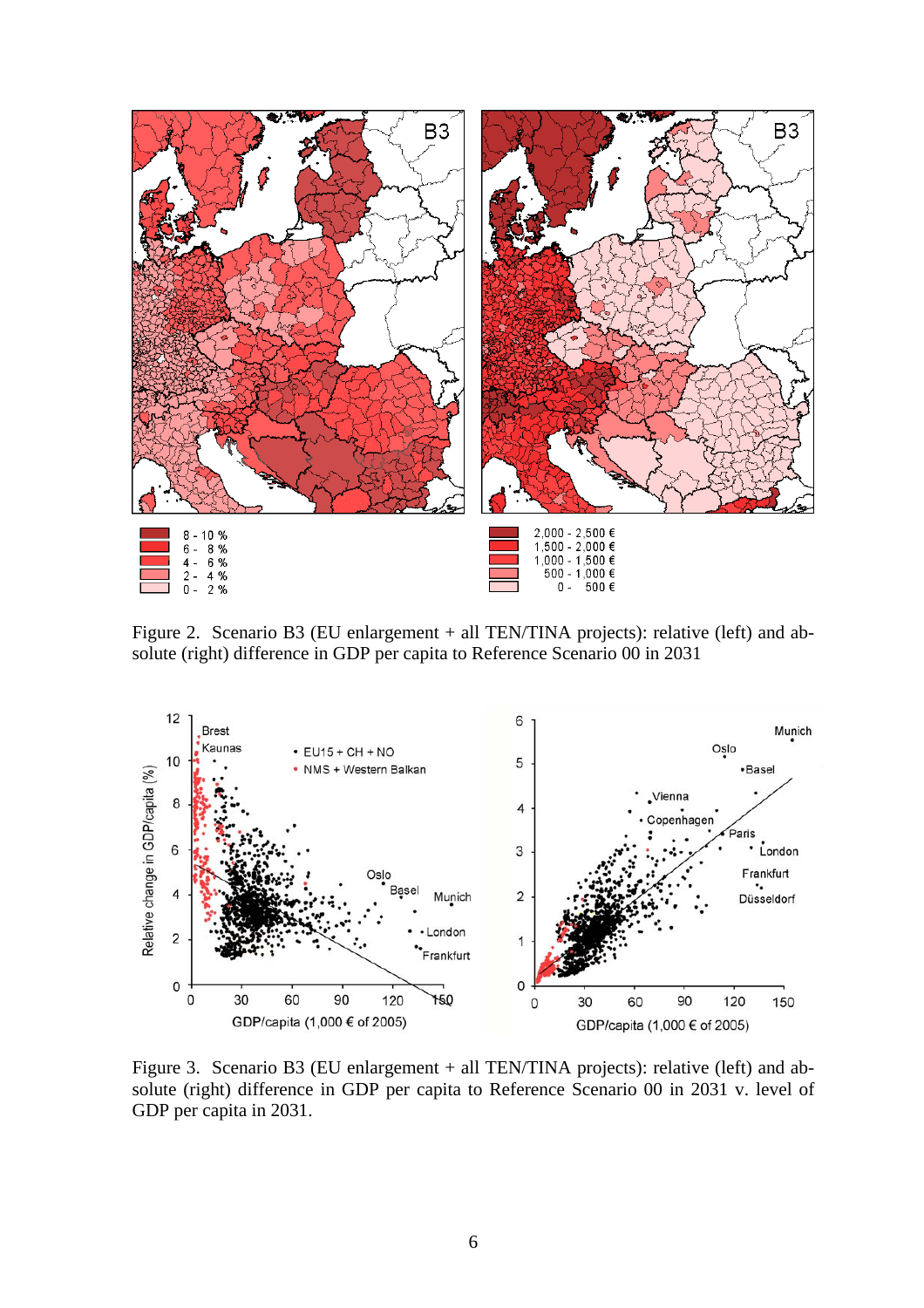Figure 2. Scenario B3 (EU enlargement + all TEN/TINA projects): relative (left) and absolute (right) difference in GDP per capita to Reference Scenario 00 in 2031

Figure 3. Scenario B3 (EU enlargement + all TEN/TINA projects): relative (left) and absolute (right) difference in GDP per capita to Reference Scenario 00 in 2031 v. level of GDP per capita in 2031.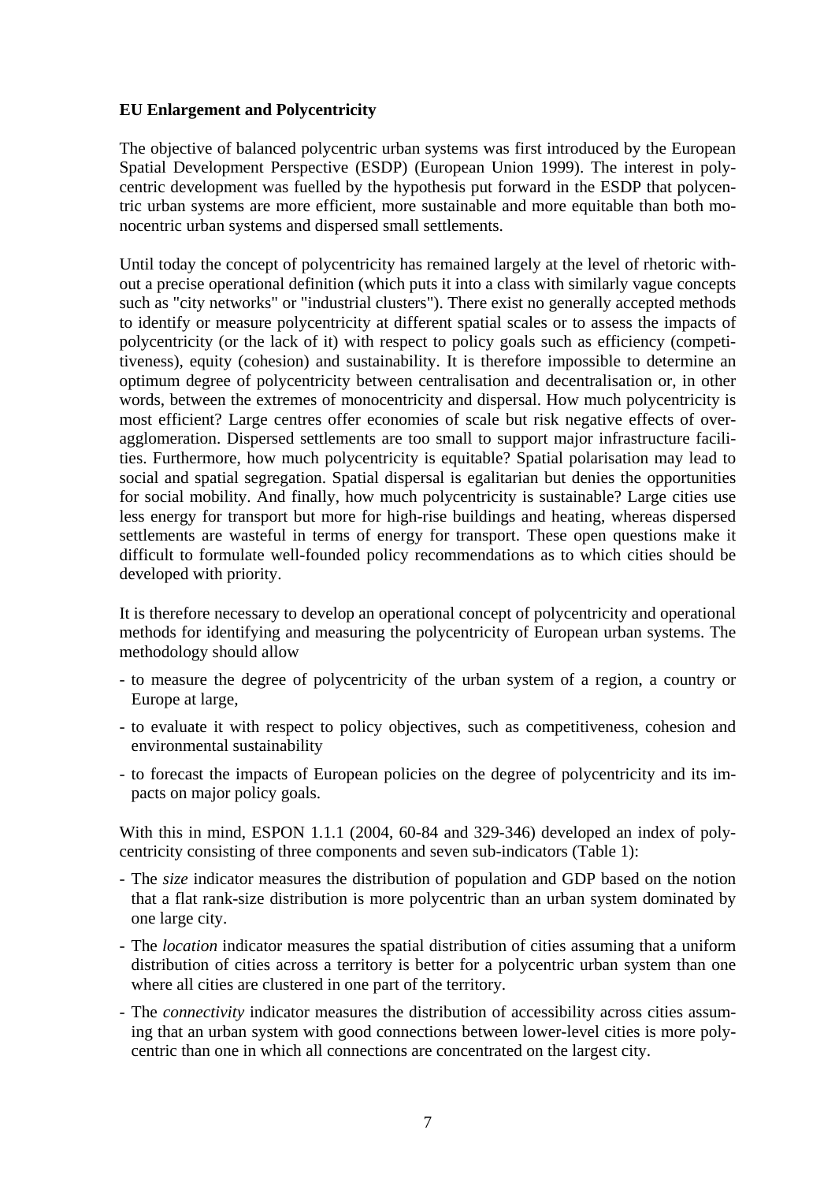**EU Enlargement and Polycentricity**

The objective of balanced polycentric urban systems was first introduced by the European Spatial Development Perspective (ESDP) (European Union 1999). The interest in polycentric development was fuelled by the hypothesis put forward in the ESDP that polycentric urban systems are more efficient, more sustainable and more equitable than both monocentric urban systems and dispersed small settlements.

Until today the concept of polycentricity has remained largely at the level of rhetoric without a precise operational definition (which puts it into a class with similarly vague concepts such as "city networks" or "industrial clusters"). There exist no generally accepted methods to identify or measure polycentricity at different spatial scales or to assess the impacts of polycentricity (or the lack of it) with respect to policy goals such as efficiency (competitiveness), equity (cohesion) and sustainability. It is therefore impossible to determine an optimum degree of polycentricity between centralisation and decentralisation or, in other words, between the extremes of monocentricity and dispersal. How much polycentricity is most efficient? Large centres offer economies of scale but risk negative effects of overagglomeration. Dispersed settlements are too small to support major infrastructure facilities. Furthermore, how much polycentricity is equitable? Spatial polarisation may lead to social and spatial segregation. Spatial dispersal is egalitarian but denies the opportunities for social mobility. And finally, how much polycentricity is sustainable? Large cities use less energy for transport but more for high-rise buildings and heating, whereas dispersed settlements are wasteful in terms of energy for transport. These open questions make it difficult to formulate well-founded policy recommendations as to which cities should be developed with priority.

It is therefore necessary to develop an operational concept of polycentricity and operational methods for identifying and measuring the polycentricity of European urban systems. The methodology should allow

- to measure the degree of polycentricity of the urban system of a region, a country or Europe at large,
- to evaluate it with respect to policy objectives, such as competitiveness, cohesion and environmental sustainability
- to forecast the impacts of European policies on the degree of polycentricity and its impacts on major policy goals.

With this in mind, ESPON 1.1.1 (2004, 60-84 and 329-346) developed an index of polycentricity consisting of three components and seven sub-indicators (Table 1):

- The *size* indicator measures the distribution of population and GDP based on the notion that a flat rank-size distribution is more polycentric than an urban system dominated by one large city.
- The *location* indicator measures the spatial distribution of cities assuming that a uniform distribution of cities across a territory is better for a polycentric urban system than one where all cities are clustered in one part of the territory.
- The *connectivity* indicator measures the distribution of accessibility across cities assuming that an urban system with good connections between lower-level cities is more polycentric than one in which all connections are concentrated on the largest city.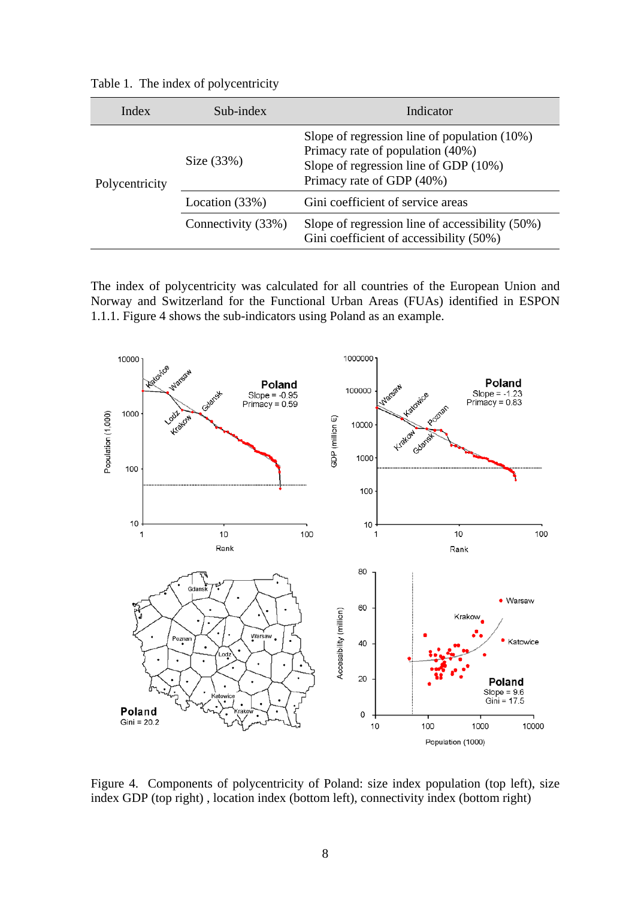Table 1. The index of polycentricity

| Index | Sub-index | Indicator |
|---|---|---|
| Polycentricity | Size (33%) | Slope of regression line of population (10%)<br>Primacy rate of population (40%)<br>Slope of regression line of GDP (10%)<br>Primacy rate of GDP (40%) |
| | Location (33%) | Gini coefficient of service areas |
| | Connectivity (33%) | Slope of regression line of accessibility (50%)<br>Gini coefficient of accessibility (50%) |

The index of polycentricity was calculated for all countries of the European Union and Norway and Switzerland for the Functional Urban Areas (FUAs) identified in ESPON 1.1.1. Figure 4 shows the sub-indicators using Poland as an example.

Figure 4. Components of polycentricity of Poland: size index population (top left), size index GDP (top right) , location index (bottom left), connectivity index (bottom right)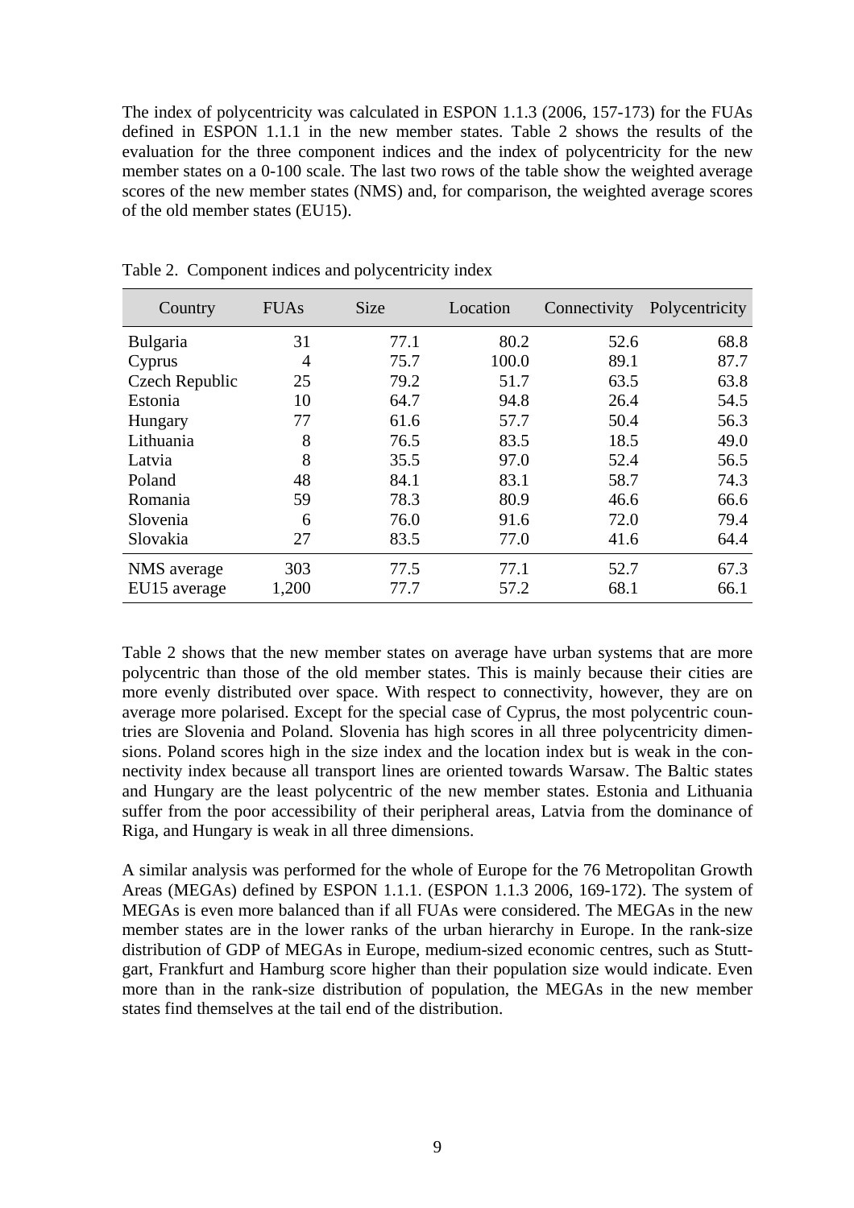The index of polycentricity was calculated in ESPON 1.1.3 (2006, 157-173) for the FUAs defined in ESPON 1.1.1 in the new member states. Table 2 shows the results of the evaluation for the three component indices and the index of polycentricity for the new member states on a 0-100 scale. The last two rows of the table show the weighted average scores of the new member states (NMS) and, for comparison, the weighted average scores of the old member states (EU15).

Table 2. Component indices and polycentricity index

| Country | FUAs | Size | Location | Connectivity | Polycentricity |
|---|---|---|---|---|---|
| Bulgaria | 31 | 77.1 | 80.2 | 52.6 | 68.8 |
| Cyprus | 4 | 75.7 | 100.0 | 89.1 | 87.7 |
| Czech Republic | 25 | 79.2 | 51.7 | 63.5 | 63.8 |
| Estonia | 10 | 64.7 | 94.8 | 26.4 | 54.5 |
| Hungary | 77 | 61.6 | 57.7 | 50.4 | 56.3 |
| Lithuania | 8 | 76.5 | 83.5 | 18.5 | 49.0 |
| Latvia | 8 | 35.5 | 97.0 | 52.4 | 56.5 |
| Poland | 48 | 84.1 | 83.1 | 58.7 | 74.3 |
| Romania | 59 | 78.3 | 80.9 | 46.6 | 66.6 |
| Slovenia | 6 | 76.0 | 91.6 | 72.0 | 79.4 |
| Slovakia | 27 | 83.5 | 77.0 | 41.6 | 64.4 |
| NMS average | 303 | 77.5 | 77.1 | 52.7 | 67.3 |
| EU15 average | 1,200 | 77.7 | 57.2 | 68.1 | 66.1 |

Table 2 shows that the new member states on average have urban systems that are more polycentric than those of the old member states. This is mainly because their cities are more evenly distributed over space. With respect to connectivity, however, they are on average more polarised. Except for the special case of Cyprus, the most polycentric countries are Slovenia and Poland. Slovenia has high scores in all three polycentricity dimensions. Poland scores high in the size index and the location index but is weak in the connectivity index because all transport lines are oriented towards Warsaw. The Baltic states and Hungary are the least polycentric of the new member states. Estonia and Lithuania suffer from the poor accessibility of their peripheral areas, Latvia from the dominance of Riga, and Hungary is weak in all three dimensions.

A similar analysis was performed for the whole of Europe for the 76 Metropolitan Growth Areas (MEGAs) defined by ESPON 1.1.1. (ESPON 1.1.3 2006, 169-172). The system of MEGAs is even more balanced than if all FUAs were considered. The MEGAs in the new member states are in the lower ranks of the urban hierarchy in Europe. In the rank-size distribution of GDP of MEGAs in Europe, medium-sized economic centres, such as Stuttgart, Frankfurt and Hamburg score higher than their population size would indicate. Even more than in the rank-size distribution of population, the MEGAs in the new member states find themselves at the tail end of the distribution.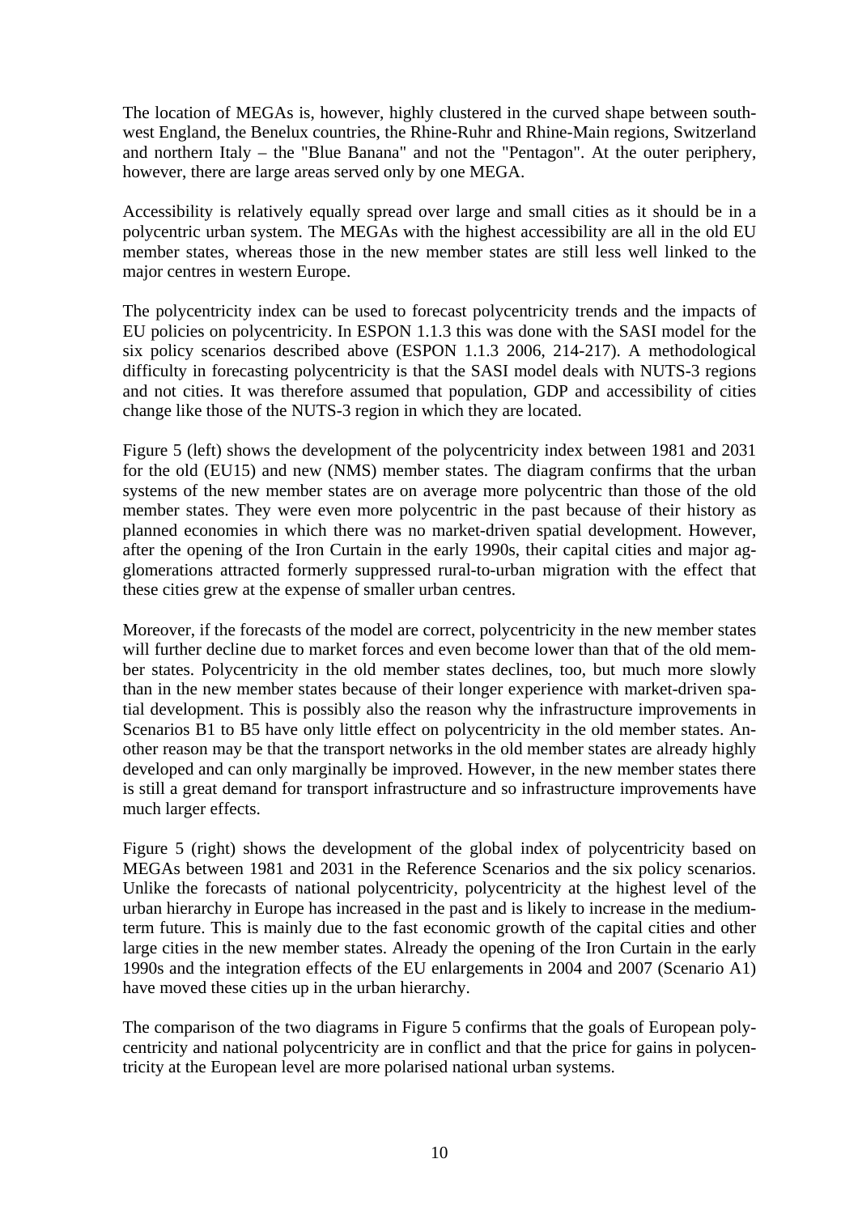The location of MEGAs is, however, highly clustered in the curved shape between south-west England, the Benelux countries, the Rhine-Ruhr and Rhine-Main regions, Switzerland and northern Italy – the "Blue Banana" and not the "Pentagon". At the outer periphery, however, there are large areas served only by one MEGA.

Accessibility is relatively equally spread over large and small cities as it should be in a polycentric urban system. The MEGAs with the highest accessibility are all in the old EU member states, whereas those in the new member states are still less well linked to the major centres in western Europe.

The polycentricity index can be used to forecast polycentricity trends and the impacts of EU policies on polycentricity. In ESPON 1.1.3 this was done with the SASI model for the six policy scenarios described above (ESPON 1.1.3 2006, 214-217). A methodological difficulty in forecasting polycentricity is that the SASI model deals with NUTS-3 regions and not cities. It was therefore assumed that population, GDP and accessibility of cities change like those of the NUTS-3 region in which they are located.

Figure 5 (left) shows the development of the polycentricity index between 1981 and 2031 for the old (EU15) and new (NMS) member states. The diagram confirms that the urban systems of the new member states are on average more polycentric than those of the old member states. They were even more polycentric in the past because of their history as planned economies in which there was no market-driven spatial development. However, after the opening of the Iron Curtain in the early 1990s, their capital cities and major agglomerations attracted formerly suppressed rural-to-urban migration with the effect that these cities grew at the expense of smaller urban centres.

Moreover, if the forecasts of the model are correct, polycentricity in the new member states will further decline due to market forces and even become lower than that of the old member states. Polycentricity in the old member states declines, too, but much more slowly than in the new member states because of their longer experience with market-driven spatial development. This is possibly also the reason why the infrastructure improvements in Scenarios B1 to B5 have only little effect on polycentricity in the old member states. Another reason may be that the transport networks in the old member states are already highly developed and can only marginally be improved. However, in the new member states there is still a great demand for transport infrastructure and so infrastructure improvements have much larger effects.

Figure 5 (right) shows the development of the global index of polycentricity based on MEGAs between 1981 and 2031 in the Reference Scenarios and the six policy scenarios. Unlike the forecasts of national polycentricity, polycentricity at the highest level of the urban hierarchy in Europe has increased in the past and is likely to increase in the medium-term future. This is mainly due to the fast economic growth of the capital cities and other large cities in the new member states. Already the opening of the Iron Curtain in the early 1990s and the integration effects of the EU enlargements in 2004 and 2007 (Scenario A1) have moved these cities up in the urban hierarchy.

The comparison of the two diagrams in Figure 5 confirms that the goals of European polycentricity and national polycentricity are in conflict and that the price for gains in polycentricity at the European level are more polarised national urban systems.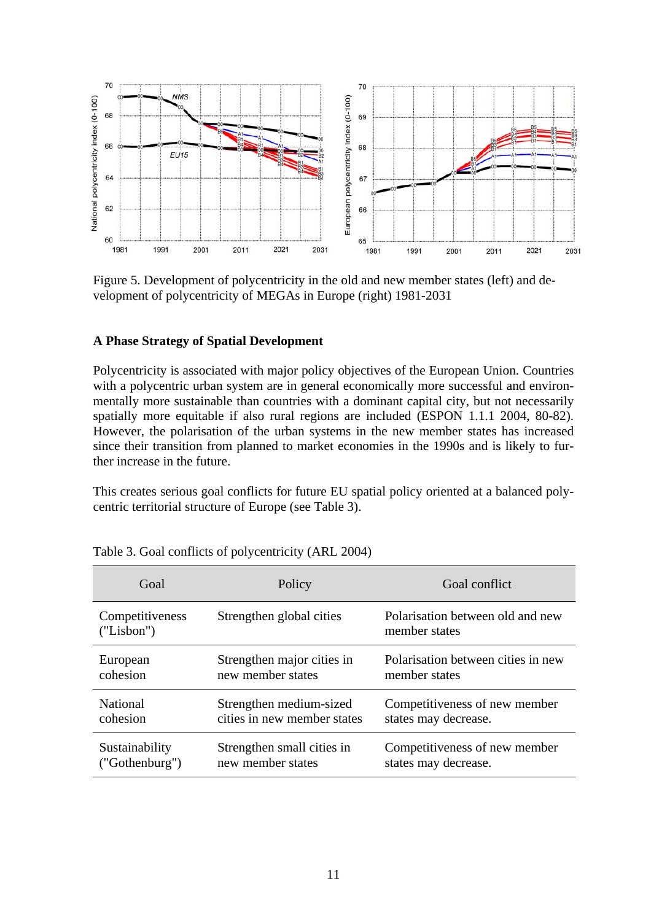Figure 5. Development of polycentricity in the old and new member states (left) and development of polycentricity of MEGAs in Europe (right) 1981-2031

### A Phase Strategy of Spatial Development

Polycentricity is associated with major policy objectives of the European Union. Countries with a polycentric urban system are in general economically more successful and environmentally more sustainable than countries with a dominant capital city, but not necessarily spatially more equitable if also rural regions are included (ESPON 1.1.1 2004, 80-82). However, the polarisation of the urban systems in the new member states has increased since their transition from planned to market economies in the 1990s and is likely to further increase in the future.

This creates serious goal conflicts for future EU spatial policy oriented at a balanced polycentric territorial structure of Europe (see Table 3).

Table 3. Goal conflicts of polycentricity (ARL 2004)

| Goal | Policy | Goal conflict |
|---|---|---|
| Competitiveness ("Lisbon") | Strengthen global cities | Polarisation between old and new member states |
| European cohesion | Strengthen major cities in new member states | Polarisation between cities in new member states |
| National cohesion | Strengthen medium-sized cities in new member states | Competitiveness of new member states may decrease. |
| Sustainability ("Gothenburg") | Strengthen small cities in new member states | Competitiveness of new member states may decrease. |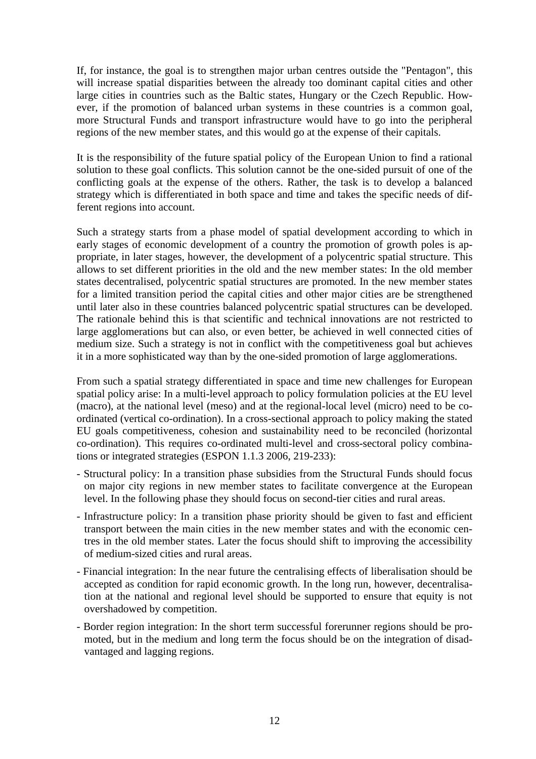If, for instance, the goal is to strengthen major urban centres outside the "Pentagon", this will increase spatial disparities between the already too dominant capital cities and other large cities in countries such as the Baltic states, Hungary or the Czech Republic. However, if the promotion of balanced urban systems in these countries is a common goal, more Structural Funds and transport infrastructure would have to go into the peripheral regions of the new member states, and this would go at the expense of their capitals.

It is the responsibility of the future spatial policy of the European Union to find a rational solution to these goal conflicts. This solution cannot be the one-sided pursuit of one of the conflicting goals at the expense of the others. Rather, the task is to develop a balanced strategy which is differentiated in both space and time and takes the specific needs of different regions into account.

Such a strategy starts from a phase model of spatial development according to which in early stages of economic development of a country the promotion of growth poles is appropriate, in later stages, however, the development of a polycentric spatial structure. This allows to set different priorities in the old and the new member states: In the old member states decentralised, polycentric spatial structures are promoted. In the new member states for a limited transition period the capital cities and other major cities are be strengthened until later also in these countries balanced polycentric spatial structures can be developed. The rationale behind this is that scientific and technical innovations are not restricted to large agglomerations but can also, or even better, be achieved in well connected cities of medium size. Such a strategy is not in conflict with the competitiveness goal but achieves it in a more sophisticated way than by the one-sided promotion of large agglomerations.

From such a spatial strategy differentiated in space and time new challenges for European spatial policy arise: In a multi-level approach to policy formulation policies at the EU level (macro), at the national level (meso) and at the regional-local level (micro) need to be co-ordinated (vertical co-ordination). In a cross-sectional approach to policy making the stated EU goals competitiveness, cohesion and sustainability need to be reconciled (horizontal co-ordination). This requires co-ordinated multi-level and cross-sectoral policy combinations or integrated strategies (ESPON 1.1.3 2006, 219-233):

- Structural policy: In a transition phase subsidies from the Structural Funds should focus on major city regions in new member states to facilitate convergence at the European level. In the following phase they should focus on second-tier cities and rural areas.
- Infrastructure policy: In a transition phase priority should be given to fast and efficient transport between the main cities in the new member states and with the economic centres in the old member states. Later the focus should shift to improving the accessibility of medium-sized cities and rural areas.
- Financial integration: In the near future the centralising effects of liberalisation should be accepted as condition for rapid economic growth. In the long run, however, decentralisation at the national and regional level should be supported to ensure that equity is not overshadowed by competition.
- Border region integration: In the short term successful forerunner regions should be promoted, but in the medium and long term the focus should be on the integration of disadvantaged and lagging regions.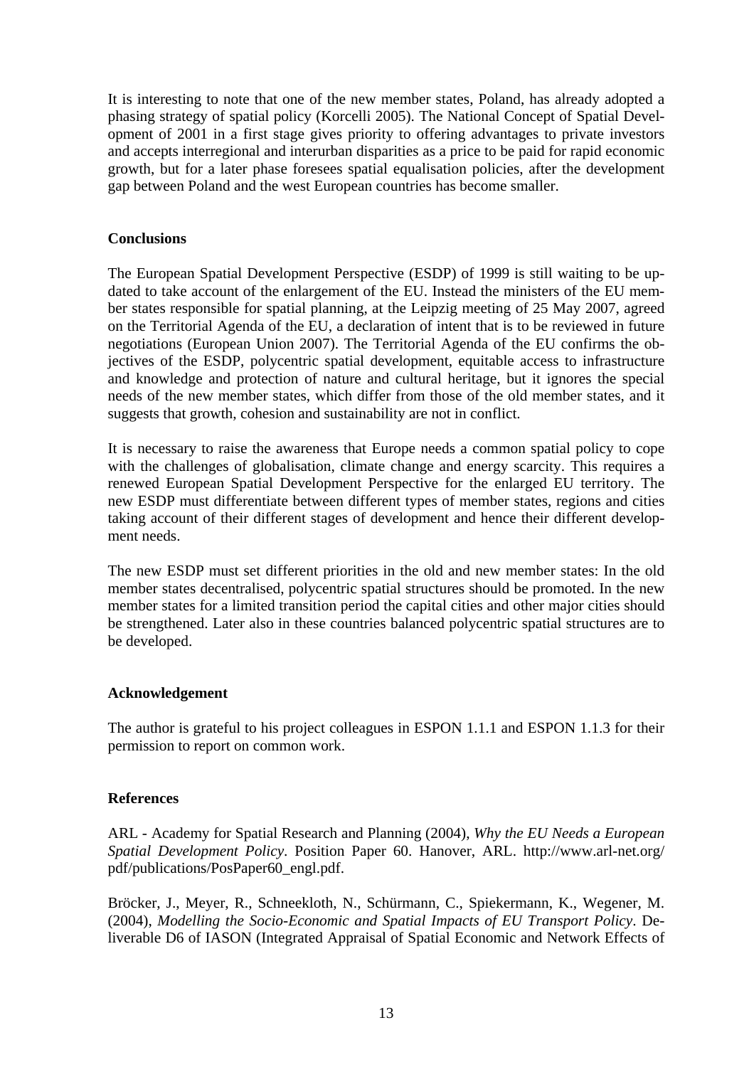It is interesting to note that one of the new member states, Poland, has already adopted a phasing strategy of spatial policy (Korcelli 2005). The National Concept of Spatial Development of 2001 in a first stage gives priority to offering advantages to private investors and accepts interregional and interurban disparities as a price to be paid for rapid economic growth, but for a later phase foresees spatial equalisation policies, after the development gap between Poland and the west European countries has become smaller.

## Conclusions

The European Spatial Development Perspective (ESDP) of 1999 is still waiting to be updated to take account of the enlargement of the EU. Instead the ministers of the EU member states responsible for spatial planning, at the Leipzig meeting of 25 May 2007, agreed on the Territorial Agenda of the EU, a declaration of intent that is to be reviewed in future negotiations (European Union 2007). The Territorial Agenda of the EU confirms the objectives of the ESDP, polycentric spatial development, equitable access to infrastructure and knowledge and protection of nature and cultural heritage, but it ignores the special needs of the new member states, which differ from those of the old member states, and it suggests that growth, cohesion and sustainability are not in conflict.

It is necessary to raise the awareness that Europe needs a common spatial policy to cope with the challenges of globalisation, climate change and energy scarcity. This requires a renewed European Spatial Development Perspective for the enlarged EU territory. The new ESDP must differentiate between different types of member states, regions and cities taking account of their different stages of development and hence their different development needs.

The new ESDP must set different priorities in the old and new member states: In the old member states decentralised, polycentric spatial structures should be promoted. In the new member states for a limited transition period the capital cities and other major cities should be strengthened. Later also in these countries balanced polycentric spatial structures are to be developed.

## Acknowledgement

The author is grateful to his project colleagues in ESPON 1.1.1 and ESPON 1.1.3 for their permission to report on common work.

## References

ARL - Academy for Spatial Research and Planning (2004), *Why the EU Needs a European Spatial Development Policy*. Position Paper 60. Hanover, ARL. http://www.arl-net.org/pdf/publications/PosPaper60_engl.pdf.

Bröcker, J., Meyer, R., Schneekloth, N., Schürmann, C., Spiekermann, K., Wegener, M. (2004), *Modelling the Socio-Economic and Spatial Impacts of EU Transport Policy*. Deliverable D6 of IASON (Integrated Appraisal of Spatial Economic and Network Effects of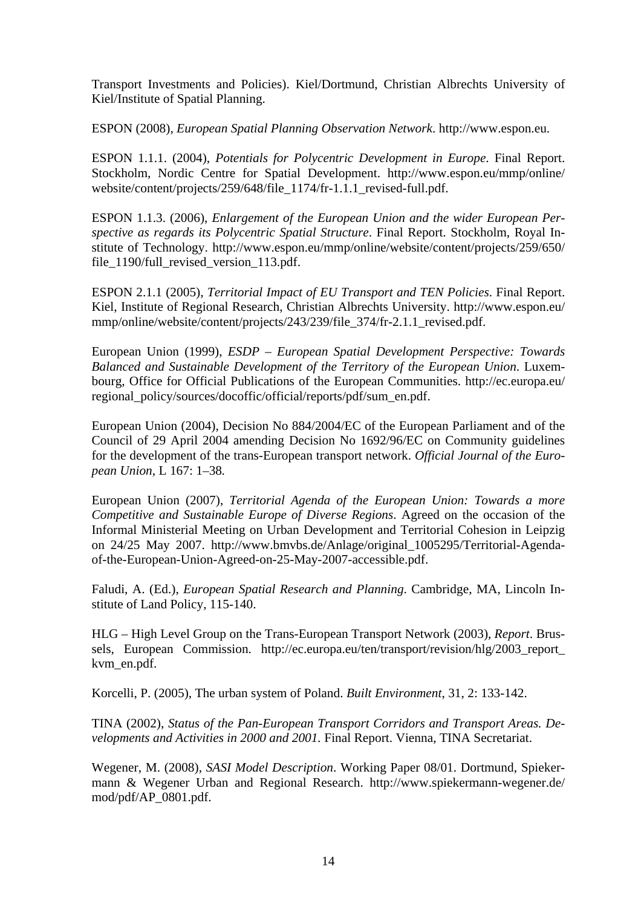Transport Investments and Policies). Kiel/Dortmund, Christian Albrechts University of Kiel/Institute of Spatial Planning.

ESPON (2008), *European Spatial Planning Observation Network*. http://www.espon.eu.

ESPON 1.1.1. (2004), *Potentials for Polycentric Development in Europe*. Final Report. Stockholm, Nordic Centre for Spatial Development. http://www.espon.eu/mmp/online/website/content/projects/259/648/file_1174/fr-1.1.1_revised-full.pdf.

ESPON 1.1.3. (2006), *Enlargement of the European Union and the wider European Perspective as regards its Polycentric Spatial Structure*. Final Report. Stockholm, Royal Institute of Technology. http://www.espon.eu/mmp/online/website/content/projects/259/650/file_1190/full_revised_version_113.pdf.

ESPON 2.1.1 (2005), *Territorial Impact of EU Transport and TEN Policies*. Final Report. Kiel, Institute of Regional Research, Christian Albrechts University. http://www.espon.eu/mmp/online/website/content/projects/243/239/file_374/fr-2.1.1_revised.pdf.

European Union (1999), *ESDP – European Spatial Development Perspective: Towards Balanced and Sustainable Development of the Territory of the European Union*. Luxembourg, Office for Official Publications of the European Communities. http://ec.europa.eu/regional_policy/sources/docoffic/official/reports/pdf/sum_en.pdf.

European Union (2004), Decision No 884/2004/EC of the European Parliament and of the Council of 29 April 2004 amending Decision No 1692/96/EC on Community guidelines for the development of the trans-European transport network. *Official Journal of the European Union*, L 167: 1–38.

European Union (2007), *Territorial Agenda of the European Union: Towards a more Competitive and Sustainable Europe of Diverse Regions*. Agreed on the occasion of the Informal Ministerial Meeting on Urban Development and Territorial Cohesion in Leipzig on 24/25 May 2007. http://www.bmvbs.de/Anlage/original_1005295/Territorial-Agenda-of-the-European-Union-Agreed-on-25-May-2007-accessible.pdf.

Faludi, A. (Ed.), *European Spatial Research and Planning*. Cambridge, MA, Lincoln Institute of Land Policy, 115-140.

HLG – High Level Group on the Trans-European Transport Network (2003), *Report*. Brussels, European Commission. http://ec.europa.eu/ten/transport/revision/hlg/2003_report_kvm_en.pdf.

Korcelli, P. (2005), The urban system of Poland. *Built Environment*, 31, 2: 133-142.

TINA (2002), *Status of the Pan-European Transport Corridors and Transport Areas. Developments and Activities in 2000 and 2001*. Final Report. Vienna, TINA Secretariat.

Wegener, M. (2008), *SASI Model Description*. Working Paper 08/01. Dortmund, Spiekermann & Wegener Urban and Regional Research. http://www.spiekermann-wegener.de/mod/pdf/AP_0801.pdf.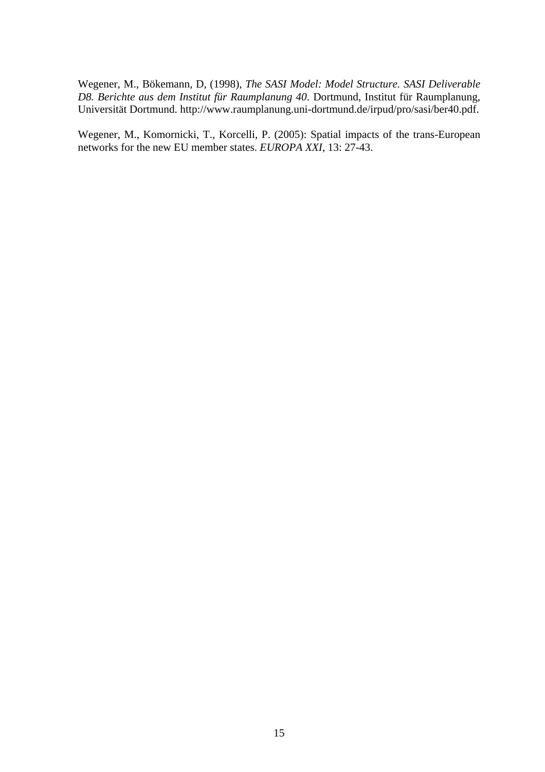Wegener, M., Bökemann, D, (1998), *The SASI Model: Model Structure. SASI Deliverable D8. Berichte aus dem Institut für Raumplanung 40*. Dortmund, Institut für Raumplanung, Universität Dortmund. http://www.raumplanung.uni-dortmund.de/irpud/pro/sasi/ber40.pdf.

Wegener, M., Komornicki, T., Korcelli, P. (2005): Spatial impacts of the trans-European networks for the new EU member states. *EUROPA XXI*, 13: 27-43.